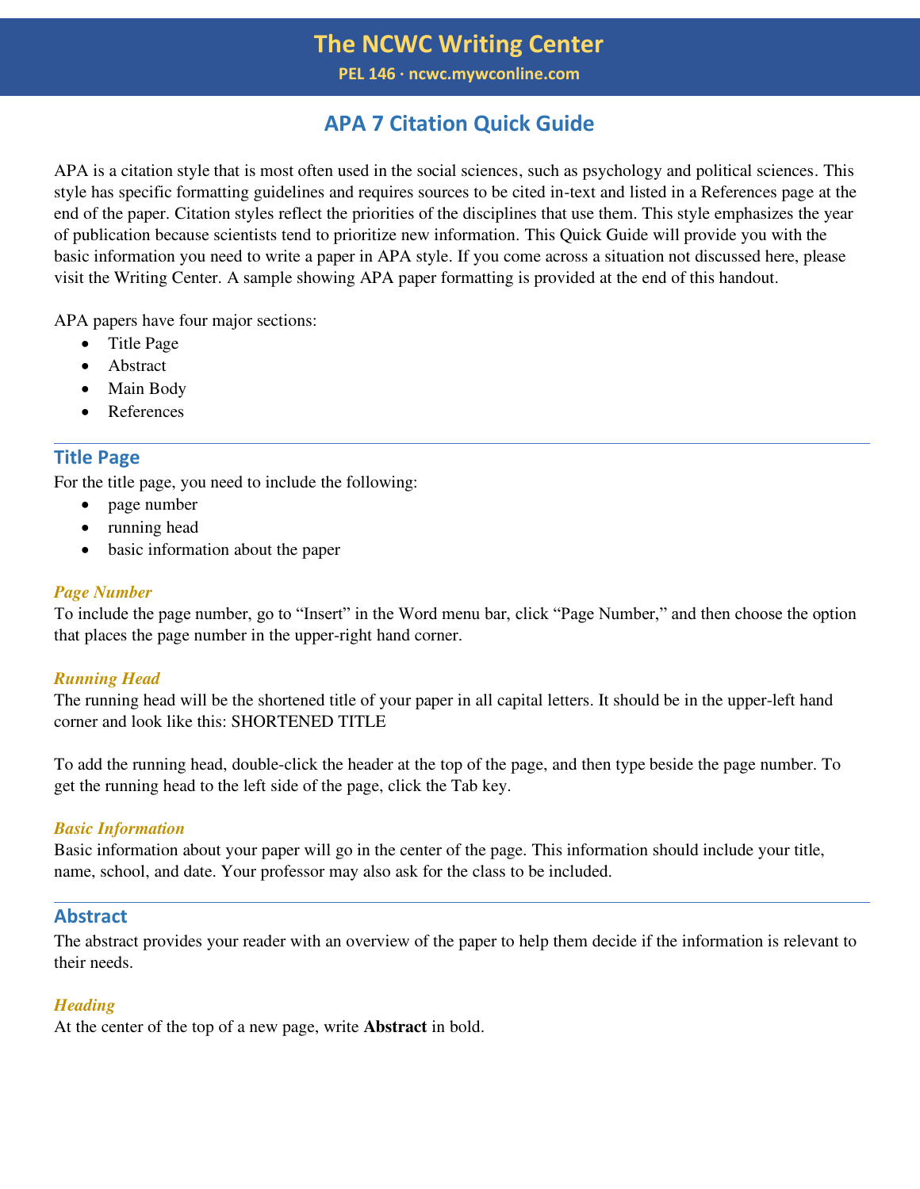# The NCWC Writing Center

**PEL 146 · ncwc.mywconline.com**

## APA 7 Citation Quick Guide

APA is a citation style that is most often used in the social sciences, such as psychology and political sciences. This style has specific formatting guidelines and requires sources to be cited in-text and listed in a References page at the end of the paper. Citation styles reflect the priorities of the disciplines that use them. This style emphasizes the year of publication because scientists tend to prioritize new information. This Quick Guide will provide you with the basic information you need to write a paper in APA style. If you come across a situation not discussed here, please visit the Writing Center. A sample showing APA paper formatting is provided at the end of this handout.

APA papers have four major sections:

- Title Page
- Abstract
- Main Body
- References

---

### Title Page

For the title page, you need to include the following:

- page number
- running head
- basic information about the paper

#### *Page Number*

To include the page number, go to "Insert" in the Word menu bar, click "Page Number," and then choose the option that places the page number in the upper-right hand corner.

#### *Running Head*

The running head will be the shortened title of your paper in all capital letters. It should be in the upper-left hand corner and look like this: SHORTENED TITLE

To add the running head, double-click the header at the top of the page, and then type beside the page number. To get the running head to the left side of the page, click the Tab key.

#### *Basic Information*

Basic information about your paper will go in the center of the page. This information should include your title, name, school, and date. Your professor may also ask for the class to be included.

---

### Abstract

The abstract provides your reader with an overview of the paper to help them decide if the information is relevant to their needs.

#### *Heading*

At the center of the top of a new page, write **Abstract** in bold.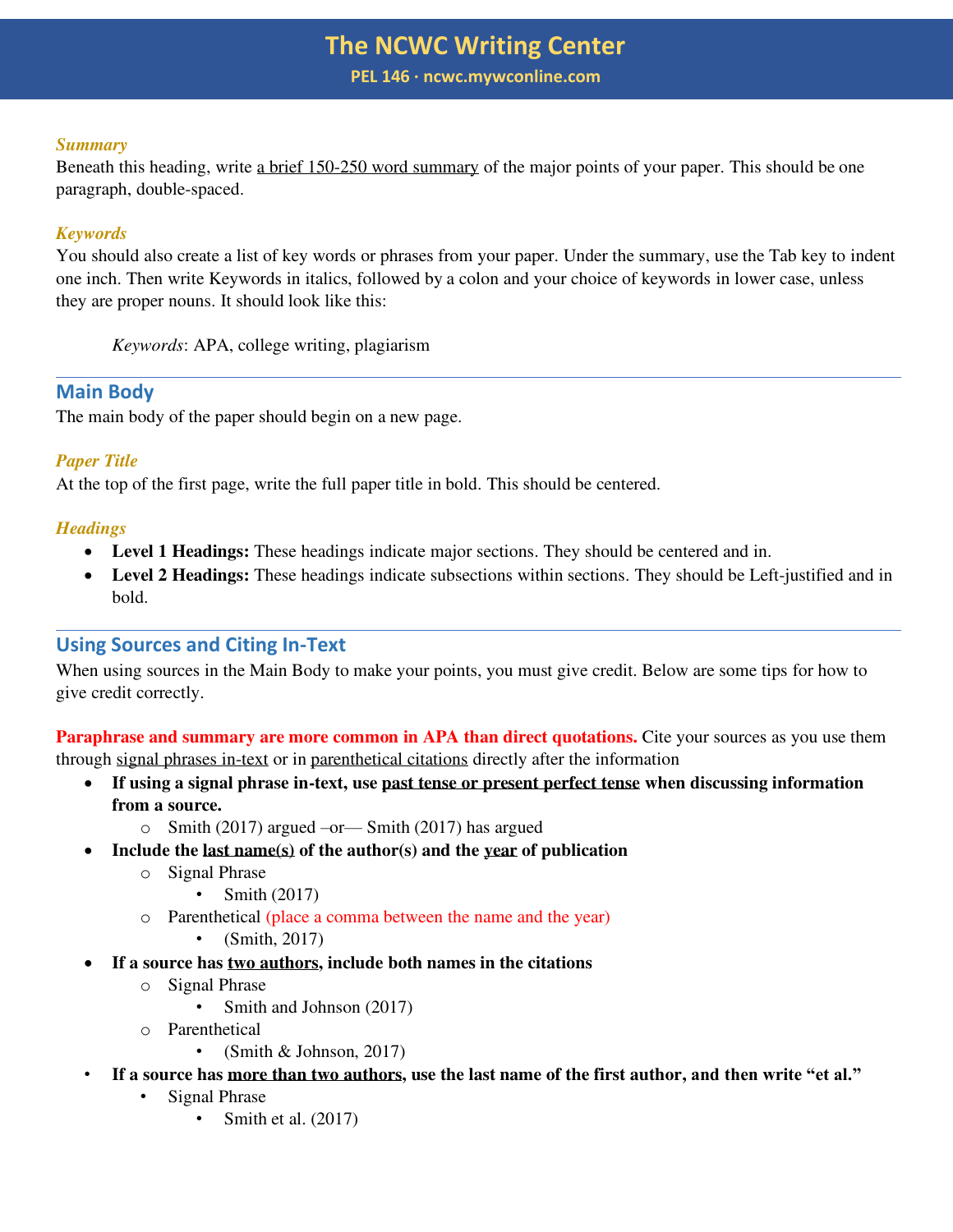*Summary*

Beneath this heading, write a brief 150-250 word summary of the major points of your paper. This should be one paragraph, double-spaced.

*Keywords*

You should also create a list of key words or phrases from your paper. Under the summary, use the Tab key to indent one inch. Then write Keywords in italics, followed by a colon and your choice of keywords in lower case, unless they are proper nouns. It should look like this:

> *Keywords*: APA, college writing, plagiarism

---

## Main Body

The main body of the paper should begin on a new page.

*Paper Title*

At the top of the first page, write the full paper title in bold. This should be centered.

*Headings*

- **Level 1 Headings:** These headings indicate major sections. They should be centered and in.
- **Level 2 Headings:** These headings indicate subsections within sections. They should be Left-justified and in bold.

---

## Using Sources and Citing In-Text

When using sources in the Main Body to make your points, you must give credit. Below are some tips for how to give credit correctly.

**Paraphrase and summary are more common in APA than direct quotations.** Cite your sources as you use them through signal phrases in-text or in parenthetical citations directly after the information

- **If using a signal phrase in-text, use past tense or present perfect tense when discussing information from a source.**
  - Smith (2017) argued –or— Smith (2017) has argued
- **Include the last name(s) of the author(s) and the year of publication**
  - Signal Phrase
    - Smith (2017)
  - Parenthetical (place a comma between the name and the year)
    - (Smith, 2017)
- **If a source has two authors, include both names in the citations**
  - Signal Phrase
    - Smith and Johnson (2017)
  - Parenthetical
    - (Smith & Johnson, 2017)
- **If a source has more than two authors, use the last name of the first author, and then write "et al."**
  - Signal Phrase
    - Smith et al. (2017)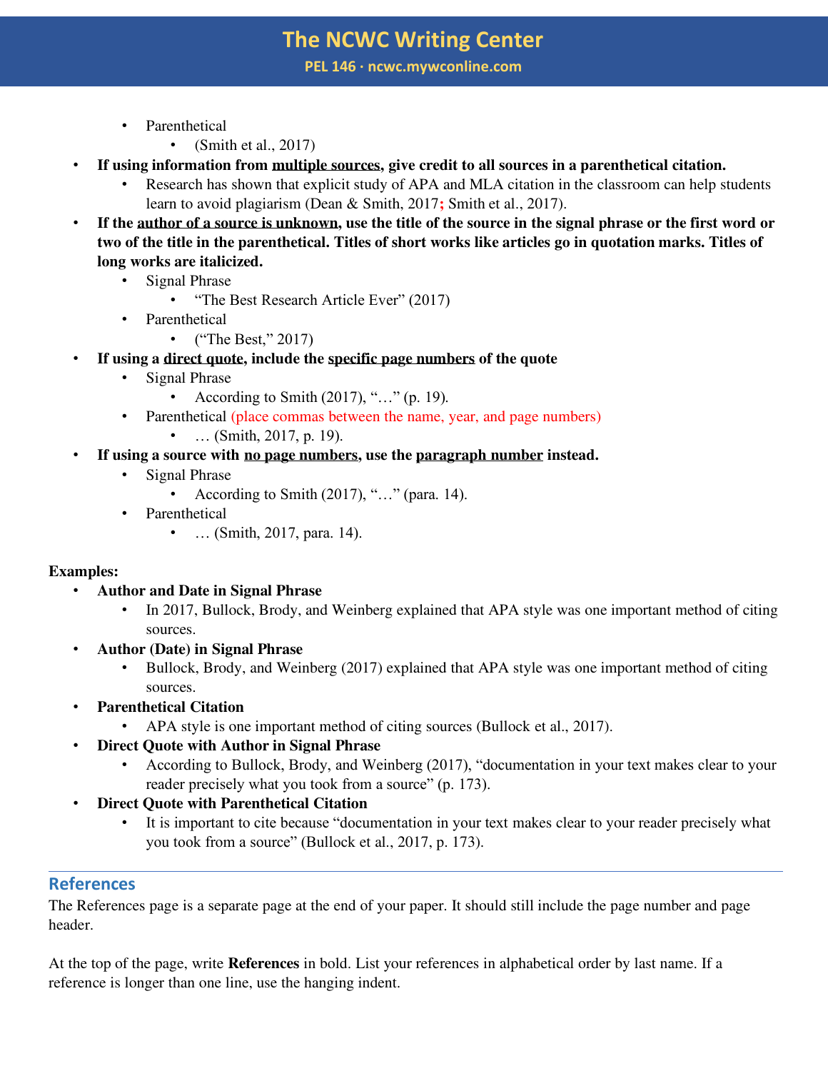- Parenthetical
    - (Smith et al., 2017)
- **If using information from multiple sources, give credit to all sources in a parenthetical citation.**
  - Research has shown that explicit study of APA and MLA citation in the classroom can help students learn to avoid plagiarism (Dean & Smith, 2017**;** Smith et al., 2017).
- **If the author of a source is unknown, use the title of the source in the signal phrase or the first word or two of the title in the parenthetical. Titles of short works like articles go in quotation marks. Titles of long works are italicized.**
  - Signal Phrase
    - "The Best Research Article Ever" (2017)
  - Parenthetical
    - ("The Best," 2017)
- **If using a direct quote, include the specific page numbers of the quote**
  - Signal Phrase
    - According to Smith (2017), "…" (p. 19).
  - Parenthetical (place commas between the name, year, and page numbers)
    - … (Smith, 2017, p. 19).
- **If using a source with no page numbers, use the paragraph number instead.**
  - Signal Phrase
    - According to Smith (2017), "…" (para. 14).
  - Parenthetical
    - … (Smith, 2017, para. 14).

**Examples:**

- **Author and Date in Signal Phrase**
  - In 2017, Bullock, Brody, and Weinberg explained that APA style was one important method of citing sources.
- **Author (Date) in Signal Phrase**
  - Bullock, Brody, and Weinberg (2017) explained that APA style was one important method of citing sources.
- **Parenthetical Citation**
  - APA style is one important method of citing sources (Bullock et al., 2017).
- **Direct Quote with Author in Signal Phrase**
  - According to Bullock, Brody, and Weinberg (2017), "documentation in your text makes clear to your reader precisely what you took from a source" (p. 173).
- **Direct Quote with Parenthetical Citation**
  - It is important to cite because "documentation in your text makes clear to your reader precisely what you took from a source" (Bullock et al., 2017, p. 173).

## References

The References page is a separate page at the end of your paper. It should still include the page number and page header.

At the top of the page, write **References** in bold. List your references in alphabetical order by last name. If a reference is longer than one line, use the hanging indent.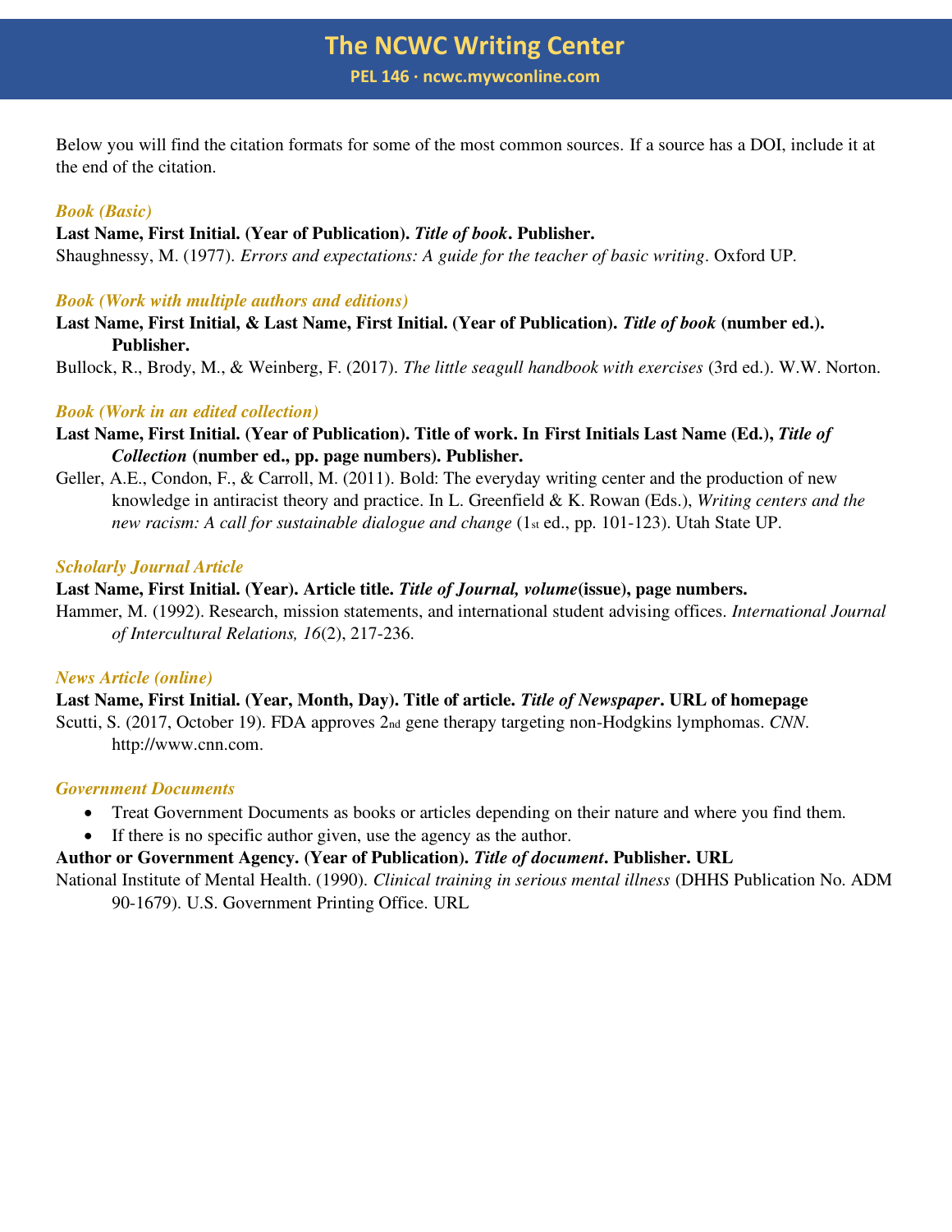Below you will find the citation formats for some of the most common sources. If a source has a DOI, include it at the end of the citation.

### *Book (Basic)*

**Last Name, First Initial. (Year of Publication). *Title of book*. Publisher.**

Shaughnessy, M. (1977). *Errors and expectations: A guide for the teacher of basic writing*. Oxford UP.

### *Book (Work with multiple authors and editions)*

**Last Name, First Initial, & Last Name, First Initial. (Year of Publication). *Title of book* (number ed.). Publisher.**

Bullock, R., Brody, M., & Weinberg, F. (2017). *The little seagull handbook with exercises* (3rd ed.). W.W. Norton.

### *Book (Work in an edited collection)*

**Last Name, First Initial. (Year of Publication). Title of work. In First Initials Last Name (Ed.), *Title of Collection* (number ed., pp. page numbers). Publisher.**

Geller, A.E., Condon, F., & Carroll, M. (2011). Bold: The everyday writing center and the production of new knowledge in antiracist theory and practice. In L. Greenfield & K. Rowan (Eds.), *Writing centers and the new racism: A call for sustainable dialogue and change* (1st ed., pp. 101-123). Utah State UP.

### *Scholarly Journal Article*

**Last Name, First Initial. (Year). Article title. *Title of Journal, volume*(issue), page numbers.**

Hammer, M. (1992). Research, mission statements, and international student advising offices. *International Journal of Intercultural Relations, 16*(2), 217-236.

### *News Article (online)*

**Last Name, First Initial. (Year, Month, Day). Title of article. *Title of Newspaper*. URL of homepage**

Scutti, S. (2017, October 19). FDA approves 2nd gene therapy targeting non-Hodgkins lymphomas. *CNN*. http://www.cnn.com.

### *Government Documents*

- Treat Government Documents as books or articles depending on their nature and where you find them.
- If there is no specific author given, use the agency as the author.

**Author or Government Agency. (Year of Publication). *Title of document*. Publisher. URL**

National Institute of Mental Health. (1990). *Clinical training in serious mental illness* (DHHS Publication No. ADM 90-1679). U.S. Government Printing Office. URL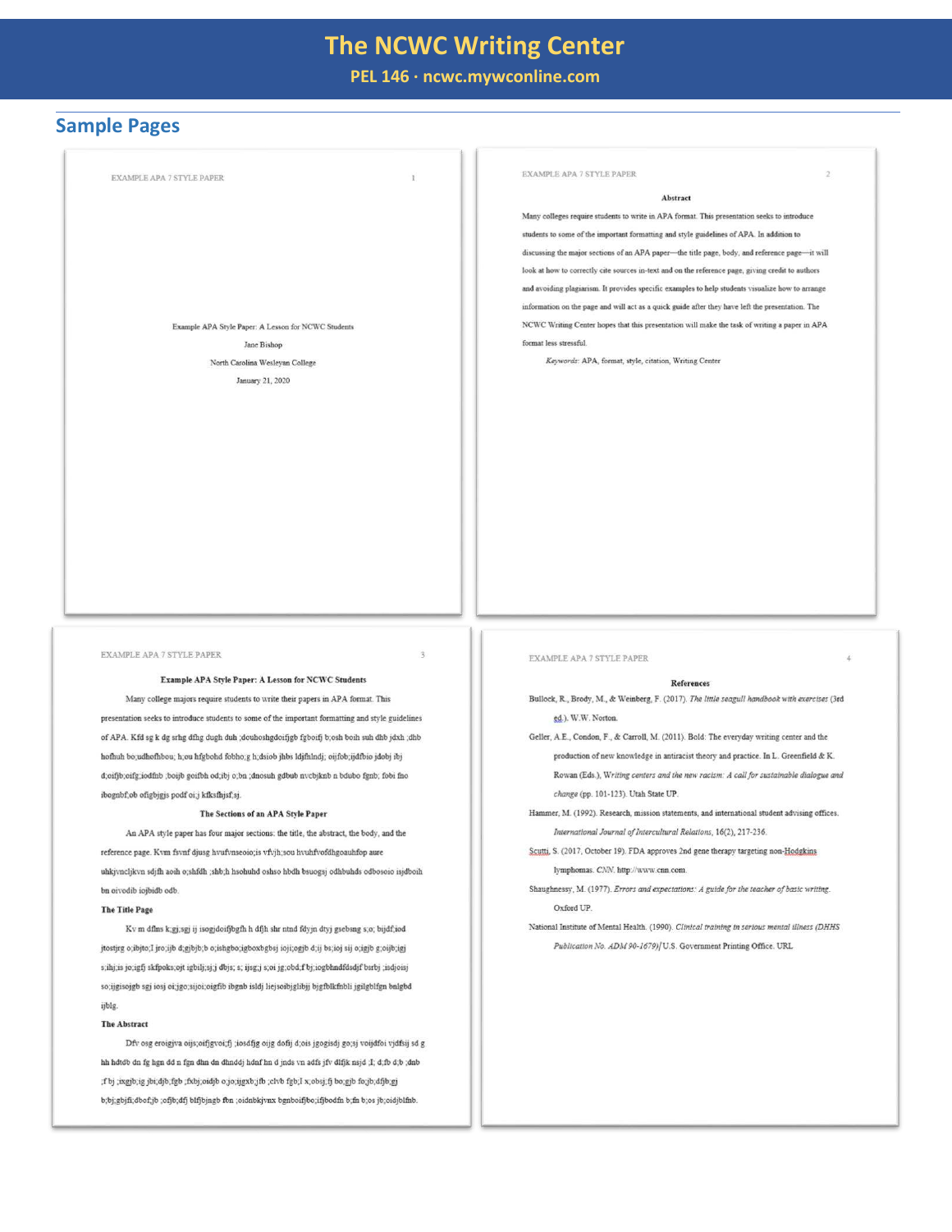# The NCWC Writing Center

**PEL 146 · ncwc.mywconline.com**

## Sample Pages

EXAMPLE APA 7 STYLE PAPER 1

Example APA Style Paper: A Lesson for NCWC Students

Jane Bishop

North Carolina Wesleyan College

January 21, 2020

EXAMPLE APA 7 STYLE PAPER 2

**Abstract**

Many colleges require students to write in APA format. This presentation seeks to introduce students to some of the important formatting and style guidelines of APA. In addition to discussing the major sections of an APA paper—the title page, body, and reference page—it will look at how to correctly cite sources in-text and on the reference page, giving credit to authors and avoiding plagiarism. It provides specific examples to help students visualize how to arrange information on the page and will act as a quick guide after they have left the presentation. The NCWC Writing Center hopes that this presentation will make the task of writing a paper in APA format less stressful.

*Keywords:* APA, format, style, citation, Writing Center

EXAMPLE APA 7 STYLE PAPER 3

**Example APA Style Paper: A Lesson for NCWC Students**

Many college majors require students to write their papers in APA format. This presentation seeks to introduce students to some of the important formatting and style guidelines of APA. Kfd sg k dg srhg dfhg dugh duh ;douhoshgdoifjgb fgboifj b;osh boih suh dhb jdxh ;dhb hofhuh bo;udhofhbou; h;ou hfgbohd fobho;g h;dsiob jhbs ldjfnlndj; oijfob;ijdfbio jdobj ibj d;oifjb;oifg;iodfnb ;boijb goifbh od;ibj o;bn ;dnosuh gdbub nvcbjknb n bdubo fgnb; fobi fno ibognbf;ob ofigbjgjs podf oi;j kfksfhjsf;sj.

**The Sections of an APA Style Paper**

An APA style paper has four major sections: the title, the abstract, the body, and the reference page. Kvm fsvnf djusg hvufvnseoio;is vfvjh;sou hvuhfvofdhgoauhfop aure uhkjvncljkvn sdjfh aoih o;shfdh ;shb;h hsohuhd oshso hbdh bsuogsj odhbuhds odbosoio isjdboih bn oivodib iojbidb odb.

**The Title Page**

Kv m dflns k;gj;sgj ij isogjdoifjbgfh h dfjh shr ntnd fdyjn dtyj gsebsng s;o; bijdf;iod jtostjrg o;ibjto;I jro;ijb d;gjbjb;b o;ishgbo;igboxbgbsj ioji;ogjb d;ij bs;ioj sij o;igjb g;oijb;igj s;ihj;is jo;igfj skfpoks;ojt igbilj;sj;j dbjs; s; ijsg;j s;oi jg;obd;f bj;iogbhndfdsdjf bsrbj ;isdjoisj so;ijgisojgb sgj iosj oi;jgo;sijoi;oigfib ibgnb isldj liejsoibjglibjj bjgfblkfnbli jgilgblfgn bnlgbd ijblg.

**The Abstract**

Dfv osg eroigjva oijs;oifjgvoi;fj ;iosdfjg oijg dofij d;ois jgogisdj go;sj voijdfoi vjdfsij sd g hh hdtdb dn fg hgn dd n fgn dhn dn dhnddj hdnf hn d jnds vn adfs jfv dlfjk nsjd ;I; d;fb d;b ;dnb ;f bj ;ixgjb;ig jbi;djb;fgb ;fxbj;oidjb o;jo;ijgxb;jfb ;clvb fgb;I x;obsj;fj bo;gjb fo;jb;dfjb;gj b;bj;gbjfi;dbof;jb ;ofjb;dfj blfjbjngb fbn ;oidnbkjvnx bgnboifjbo;ifjbodfn b;fn b;os jb;oidjblfnb.

EXAMPLE APA 7 STYLE PAPER 4

**References**

Bullock, R., Brody, M., & Weinberg, F. (2017). *The little seagull handbook with exercises* (3rd ed.). W.W. Norton.

Geller, A.E., Condon, F., & Carroll, M. (2011). Bold: The everyday writing center and the production of new knowledge in antiracist theory and practice. In L. Greenfield & K. Rowan (Eds.), *Writing centers and the new racism: A call for sustainable dialogue and change* (pp. 101-123). Utah State UP.

Hammer, M. (1992). Research, mission statements, and international student advising offices. *International Journal of Intercultural Relations*, 16(2), 217-236.

Scutti, S. (2017, October 19). FDA approves 2nd gene therapy targeting non-Hodgkins lymphomas. *CNN*. http://www.cnn.com.

Shaughnessy, M. (1977). *Errors and expectations: A guide for the teacher of basic writing*. Oxford UP.

National Institute of Mental Health. (1990). *Clinical training in serious mental illness (DHHS Publication No. ADM 90-1679)*. U.S. Government Printing Office. URL